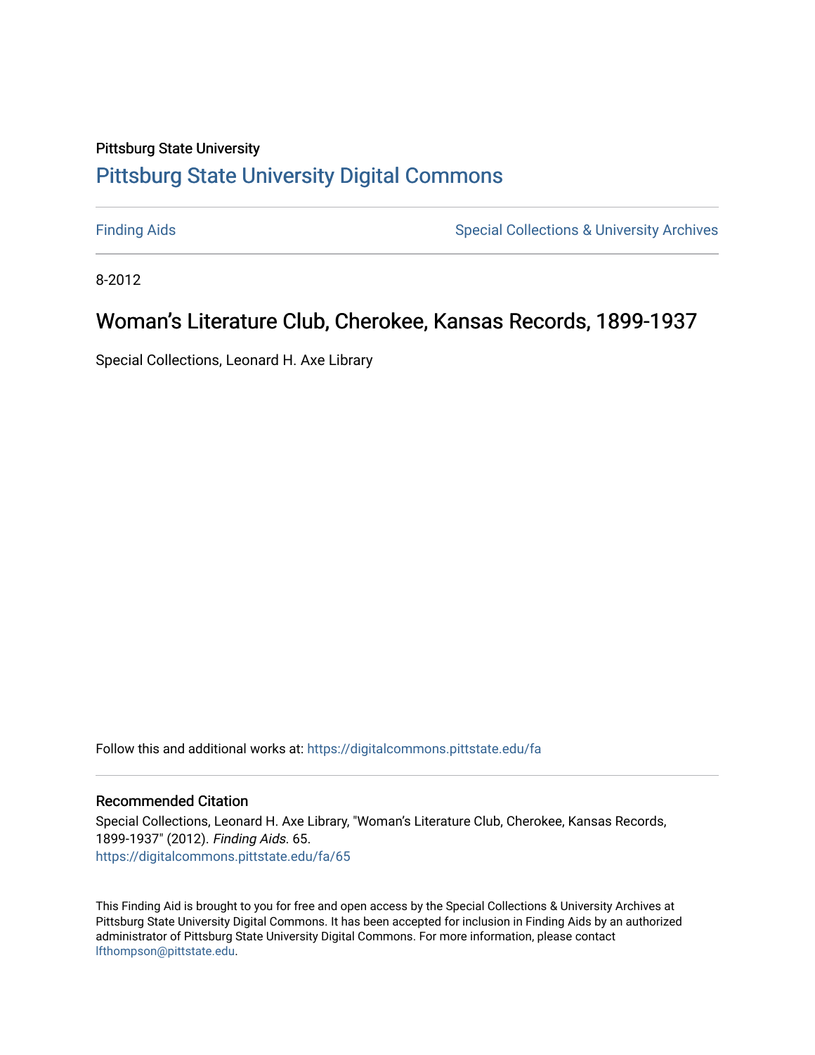Pittsburg State University

# Pittsburg State University Digital Commons

Finding Aids

Special Collections & University Archives

8-2012

## Woman's Literature Club, Cherokee, Kansas Records, 1899-1937

Special Collections, Leonard H. Axe Library

Follow this and additional works at: https://digitalcommons.pittstate.edu/fa

### Recommended Citation

Special Collections, Leonard H. Axe Library, "Woman's Literature Club, Cherokee, Kansas Records, 1899-1937" (2012). *Finding Aids*. 65.
https://digitalcommons.pittstate.edu/fa/65

This Finding Aid is brought to you for free and open access by the Special Collections & University Archives at Pittsburg State University Digital Commons. It has been accepted for inclusion in Finding Aids by an authorized administrator of Pittsburg State University Digital Commons. For more information, please contact lfthompson@pittstate.edu.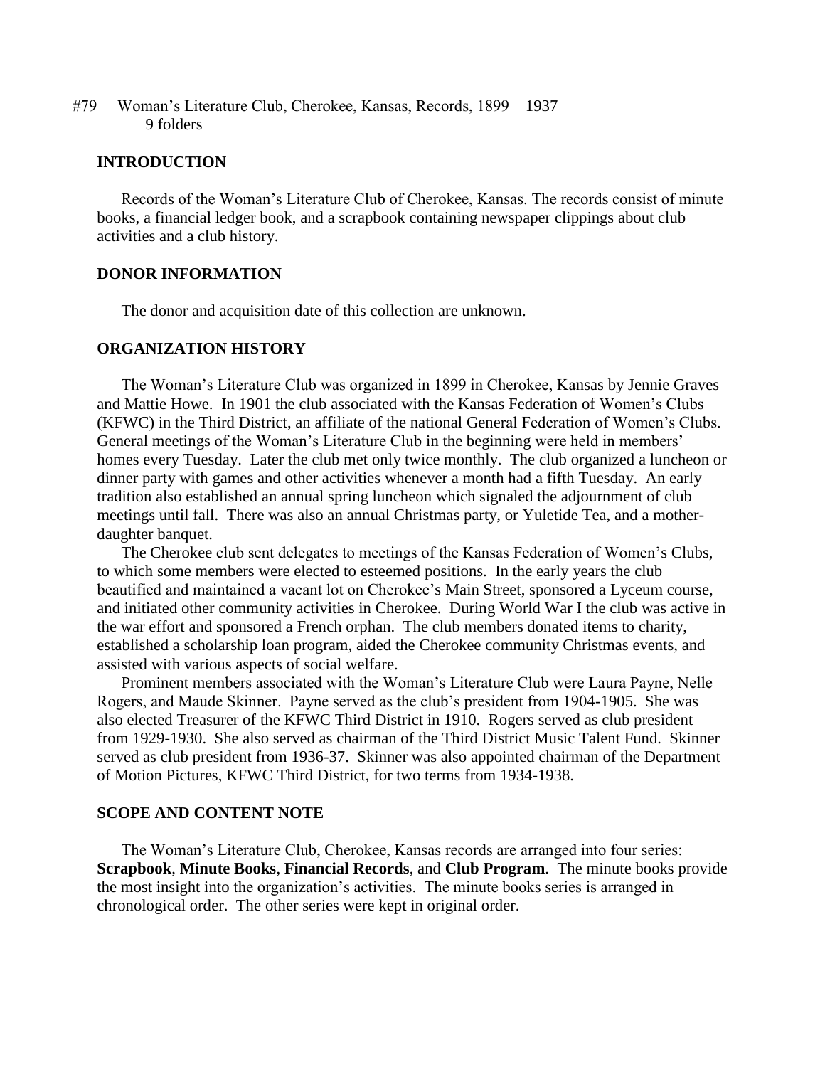#79 Woman's Literature Club, Cherokee, Kansas, Records, 1899 – 1937
9 folders

## INTRODUCTION

Records of the Woman's Literature Club of Cherokee, Kansas. The records consist of minute books, a financial ledger book, and a scrapbook containing newspaper clippings about club activities and a club history.

## DONOR INFORMATION

The donor and acquisition date of this collection are unknown.

## ORGANIZATION HISTORY

The Woman's Literature Club was organized in 1899 in Cherokee, Kansas by Jennie Graves and Mattie Howe. In 1901 the club associated with the Kansas Federation of Women's Clubs (KFWC) in the Third District, an affiliate of the national General Federation of Women's Clubs. General meetings of the Woman's Literature Club in the beginning were held in members' homes every Tuesday. Later the club met only twice monthly. The club organized a luncheon or dinner party with games and other activities whenever a month had a fifth Tuesday. An early tradition also established an annual spring luncheon which signaled the adjournment of club meetings until fall. There was also an annual Christmas party, or Yuletide Tea, and a mother-daughter banquet.

The Cherokee club sent delegates to meetings of the Kansas Federation of Women's Clubs, to which some members were elected to esteemed positions. In the early years the club beautified and maintained a vacant lot on Cherokee's Main Street, sponsored a Lyceum course, and initiated other community activities in Cherokee. During World War I the club was active in the war effort and sponsored a French orphan. The club members donated items to charity, established a scholarship loan program, aided the Cherokee community Christmas events, and assisted with various aspects of social welfare.

Prominent members associated with the Woman's Literature Club were Laura Payne, Nelle Rogers, and Maude Skinner. Payne served as the club's president from 1904-1905. She was also elected Treasurer of the KFWC Third District in 1910. Rogers served as club president from 1929-1930. She also served as chairman of the Third District Music Talent Fund. Skinner served as club president from 1936-37. Skinner was also appointed chairman of the Department of Motion Pictures, KFWC Third District, for two terms from 1934-1938.

## SCOPE AND CONTENT NOTE

The Woman's Literature Club, Cherokee, Kansas records are arranged into four series: **Scrapbook**, **Minute Books**, **Financial Records**, and **Club Program**. The minute books provide the most insight into the organization's activities. The minute books series is arranged in chronological order. The other series were kept in original order.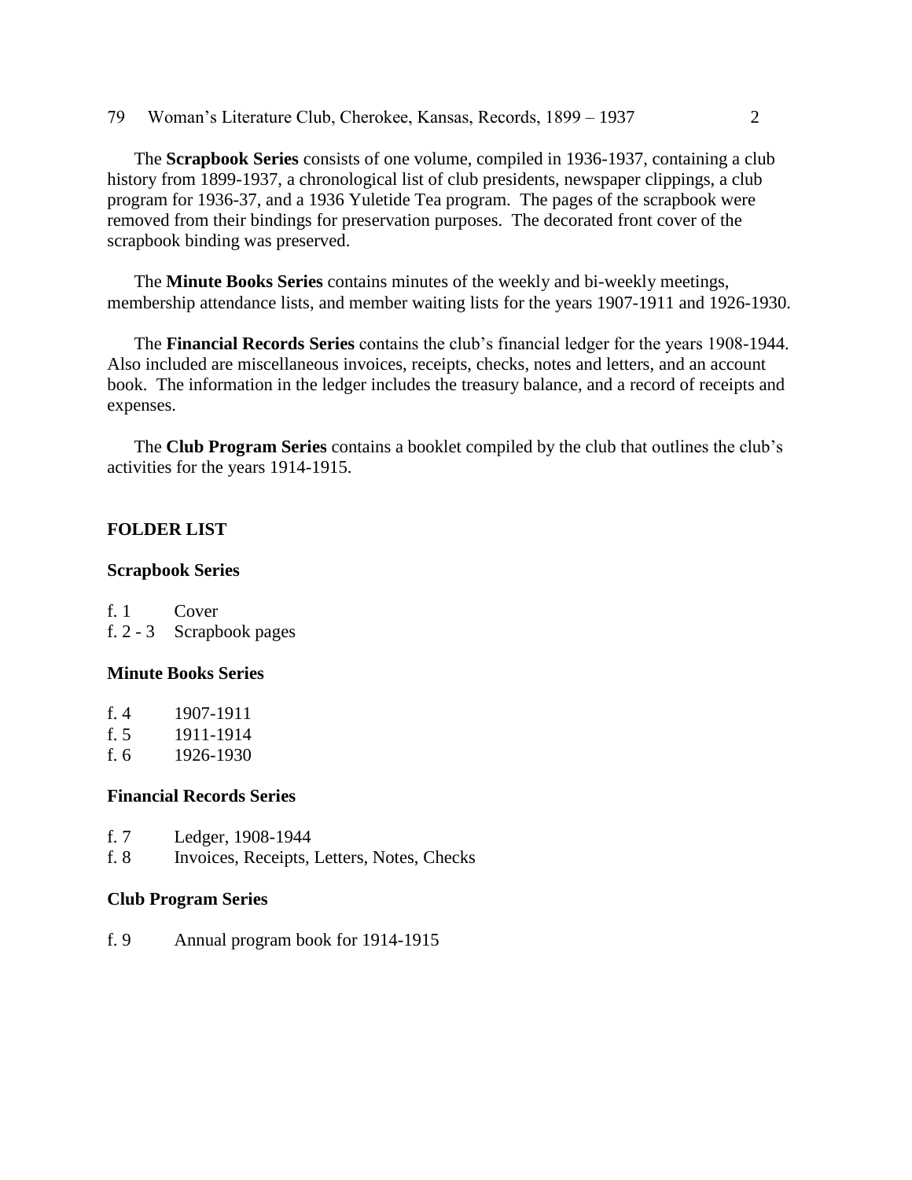The **Scrapbook Series** consists of one volume, compiled in 1936-1937, containing a club history from 1899-1937, a chronological list of club presidents, newspaper clippings, a club program for 1936-37, and a 1936 Yuletide Tea program. The pages of the scrapbook were removed from their bindings for preservation purposes. The decorated front cover of the scrapbook binding was preserved.

The **Minute Books Series** contains minutes of the weekly and bi-weekly meetings, membership attendance lists, and member waiting lists for the years 1907-1911 and 1926-1930.

The **Financial Records Series** contains the club's financial ledger for the years 1908-1944. Also included are miscellaneous invoices, receipts, checks, notes and letters, and an account book. The information in the ledger includes the treasury balance, and a record of receipts and expenses.

The **Club Program Series** contains a booklet compiled by the club that outlines the club's activities for the years 1914-1915.

## FOLDER LIST

### Scrapbook Series

f. 1 Cover
f. 2 - 3 Scrapbook pages

### Minute Books Series

f. 4 1907-1911
f. 5 1911-1914
f. 6 1926-1930

### Financial Records Series

f. 7 Ledger, 1908-1944
f. 8 Invoices, Receipts, Letters, Notes, Checks

### Club Program Series

f. 9 Annual program book for 1914-1915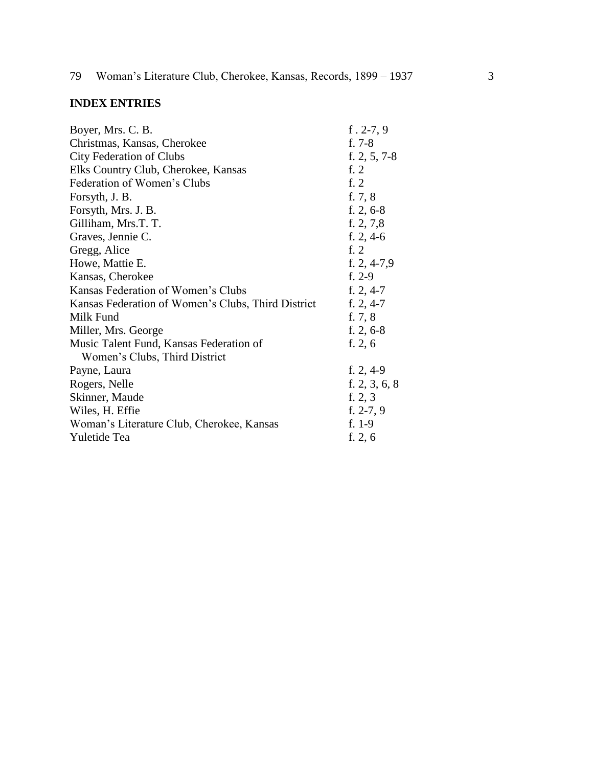## INDEX ENTRIES

| | |
|---|---|
| Boyer, Mrs. C. B. | f . 2-7, 9 |
| Christmas, Kansas, Cherokee | f. 7-8 |
| City Federation of Clubs | f. 2, 5, 7-8 |
| Elks Country Club, Cherokee, Kansas | f. 2 |
| Federation of Women's Clubs | f. 2 |
| Forsyth, J. B. | f. 7, 8 |
| Forsyth, Mrs. J. B. | f. 2, 6-8 |
| Gilliham, Mrs.T. T. | f. 2, 7,8 |
| Graves, Jennie C. | f. 2, 4-6 |
| Gregg, Alice | f. 2 |
| Howe, Mattie E. | f. 2, 4-7,9 |
| Kansas, Cherokee | f. 2-9 |
| Kansas Federation of Women's Clubs | f. 2, 4-7 |
| Kansas Federation of Women's Clubs, Third District | f. 2, 4-7 |
| Milk Fund | f. 7, 8 |
| Miller, Mrs. George | f. 2, 6-8 |
| Music Talent Fund, Kansas Federation of Women's Clubs, Third District | f. 2, 6 |
| Payne, Laura | f. 2, 4-9 |
| Rogers, Nelle | f. 2, 3, 6, 8 |
| Skinner, Maude | f. 2, 3 |
| Wiles, H. Effie | f. 2-7, 9 |
| Woman's Literature Club, Cherokee, Kansas | f. 1-9 |
| Yuletide Tea | f. 2, 6 |